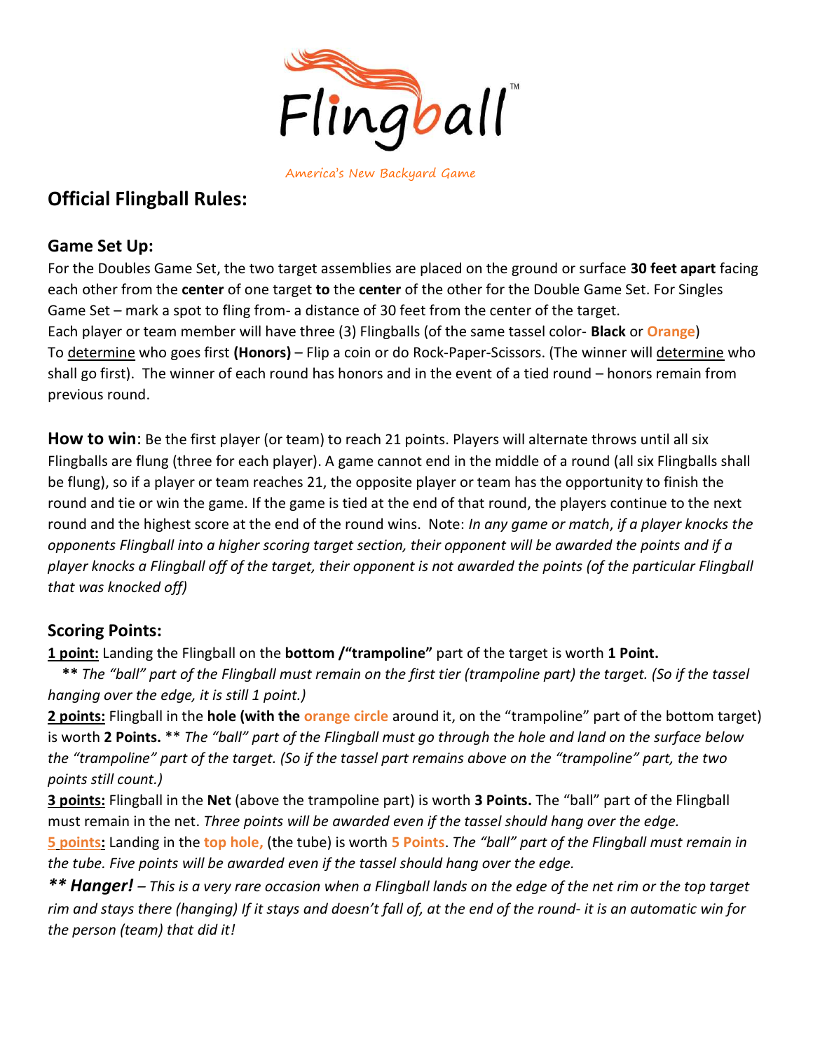# Flingball™

America's New Backyard Game

## Official Flingball Rules:

### Game Set Up:

For the Doubles Game Set, the two target assemblies are placed on the ground or surface **30 feet apart** facing each other from the **center** of one target **to** the **center** of the other for the Double Game Set. For Singles Game Set – mark a spot to fling from- a distance of 30 feet from the center of the target.
Each player or team member will have three (3) Flingballs (of the same tassel color- **Black** or **Orange**)
To determine who goes first **(Honors)** – Flip a coin or do Rock-Paper-Scissors. (The winner will determine who shall go first). The winner of each round has honors and in the event of a tied round – honors remain from previous round.

**How to win**: Be the first player (or team) to reach 21 points. Players will alternate throws until all six Flingballs are flung (three for each player). A game cannot end in the middle of a round (all six Flingballs shall be flung), so if a player or team reaches 21, the opposite player or team has the opportunity to finish the round and tie or win the game. If the game is tied at the end of that round, the players continue to the next round and the highest score at the end of the round wins. Note: *In any game or match, if a player knocks the opponents Flingball into a higher scoring target section, their opponent will be awarded the points and if a player knocks a Flingball off of the target, their opponent is not awarded the points (of the particular Flingball that was knocked off)*

### Scoring Points:

**1 point:** Landing the Flingball on the **bottom /"trampoline"** part of the target is worth **1 Point.**
**\*\*** *The "ball" part of the Flingball must remain on the first tier (trampoline part) the target. (So if the tassel hanging over the edge, it is still 1 point.)*

**2 points:** Flingball in the **hole (with the orange circle** around it, on the "trampoline" part of the bottom target) is worth **2 Points.** \*\* *The "ball" part of the Flingball must go through the hole and land on the surface below the "trampoline" part of the target. (So if the tassel part remains above on the "trampoline" part, the two points still count.)*

**3 points:** Flingball in the **Net** (above the trampoline part) is worth **3 Points.** The "ball" part of the Flingball must remain in the net. *Three points will be awarded even if the tassel should hang over the edge.*

**5 points:** Landing in the **top hole,** (the tube) is worth **5 Points**. *The "ball" part of the Flingball must remain in the tube. Five points will be awarded even if the tassel should hang over the edge.*

***\*\* Hanger!*** *– This is a very rare occasion when a Flingball lands on the edge of the net rim or the top target rim and stays there (hanging) If it stays and doesn't fall of, at the end of the round- it is an automatic win for the person (team) that did it!*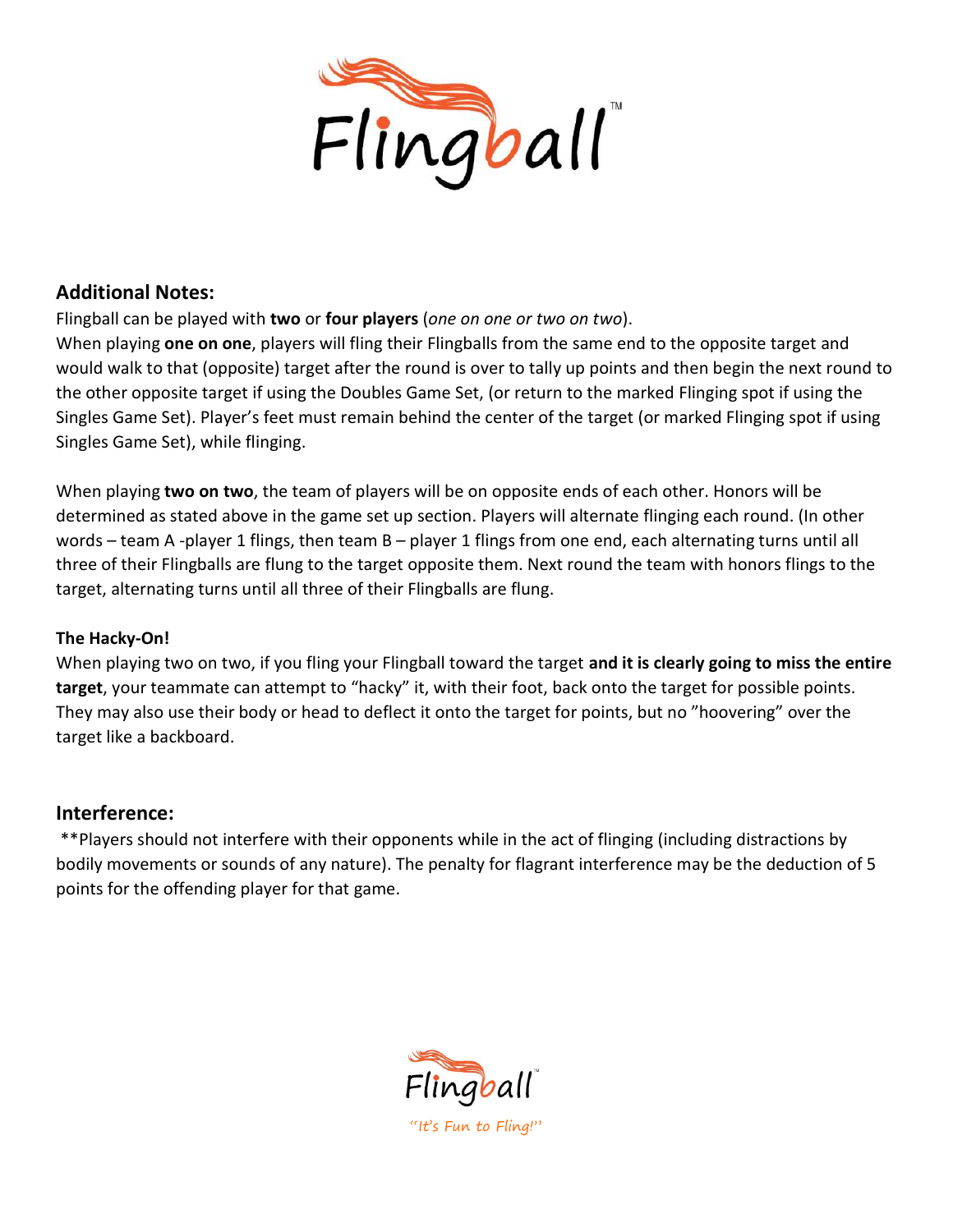## Additional Notes:

Flingball can be played with **two** or **four players** (*one on one or two on two*).
When playing **one on one**, players will fling their Flingballs from the same end to the opposite target and would walk to that (opposite) target after the round is over to tally up points and then begin the next round to the other opposite target if using the Doubles Game Set, (or return to the marked Flinging spot if using the Singles Game Set). Player's feet must remain behind the center of the target (or marked Flinging spot if using Singles Game Set), while flinging.

When playing **two on two**, the team of players will be on opposite ends of each other. Honors will be determined as stated above in the game set up section. Players will alternate flinging each round. (In other words – team A -player 1 flings, then team B – player 1 flings from one end, each alternating turns until all three of their Flingballs are flung to the target opposite them. Next round the team with honors flings to the target, alternating turns until all three of their Flingballs are flung.

#### The Hacky-On!

When playing two on two, if you fling your Flingball toward the target **and it is clearly going to miss the entire target**, your teammate can attempt to "hacky" it, with their foot, back onto the target for possible points. They may also use their body or head to deflect it onto the target for points, but no "hoovering" over the target like a backboard.

## Interference:

**Players should not interfere with their opponents while in the act of flinging (including distractions by bodily movements or sounds of any nature). The penalty for flagrant interference may be the deduction of 5 points for the offending player for that game.

"It's Fun to Fling!"